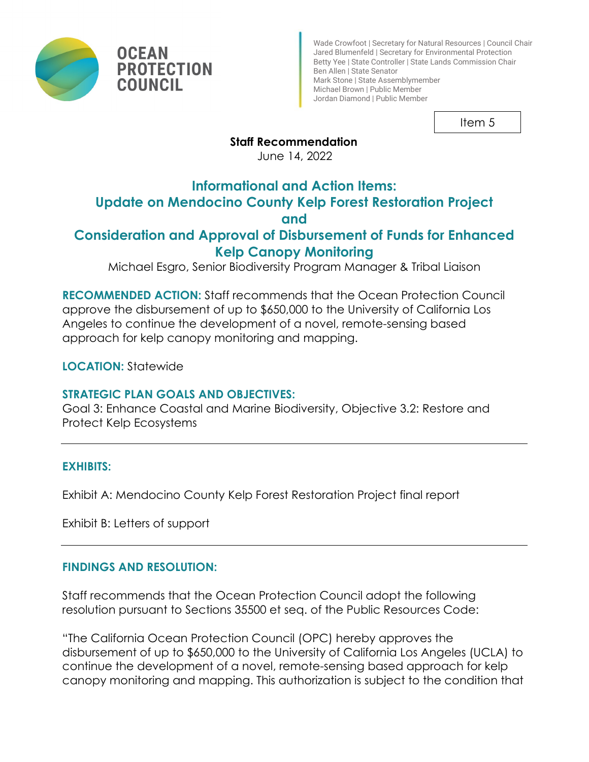OCEAN PROTECTION COUNCIL

Wade Crowfoot | Secretary for Natural Resources | Council Chair
Jared Blumenfeld | Secretary for Environmental Protection
Betty Yee | State Controller | State Lands Commission Chair
Ben Allen | State Senator
Mark Stone | State Assemblymember
Michael Brown | Public Member
Jordan Diamond | Public Member

Item 5

**Staff Recommendation**
June 14, 2022

## Informational and Action Items: Update on Mendocino County Kelp Forest Restoration Project and Consideration and Approval of Disbursement of Funds for Enhanced Kelp Canopy Monitoring

Michael Esgro, Senior Biodiversity Program Manager & Tribal Liaison

**RECOMMENDED ACTION:** Staff recommends that the Ocean Protection Council approve the disbursement of up to $650,000 to the University of California Los Angeles to continue the development of a novel, remote-sensing based approach for kelp canopy monitoring and mapping.

**LOCATION:** Statewide

**STRATEGIC PLAN GOALS AND OBJECTIVES:**
Goal 3: Enhance Coastal and Marine Biodiversity, Objective 3.2: Restore and Protect Kelp Ecosystems

---

**EXHIBITS:**

Exhibit A: Mendocino County Kelp Forest Restoration Project final report

Exhibit B: Letters of support

---

**FINDINGS AND RESOLUTION:**

Staff recommends that the Ocean Protection Council adopt the following resolution pursuant to Sections 35500 et seq. of the Public Resources Code:

"The California Ocean Protection Council (OPC) hereby approves the disbursement of up to $650,000 to the University of California Los Angeles (UCLA) to continue the development of a novel, remote-sensing based approach for kelp canopy monitoring and mapping. This authorization is subject to the condition that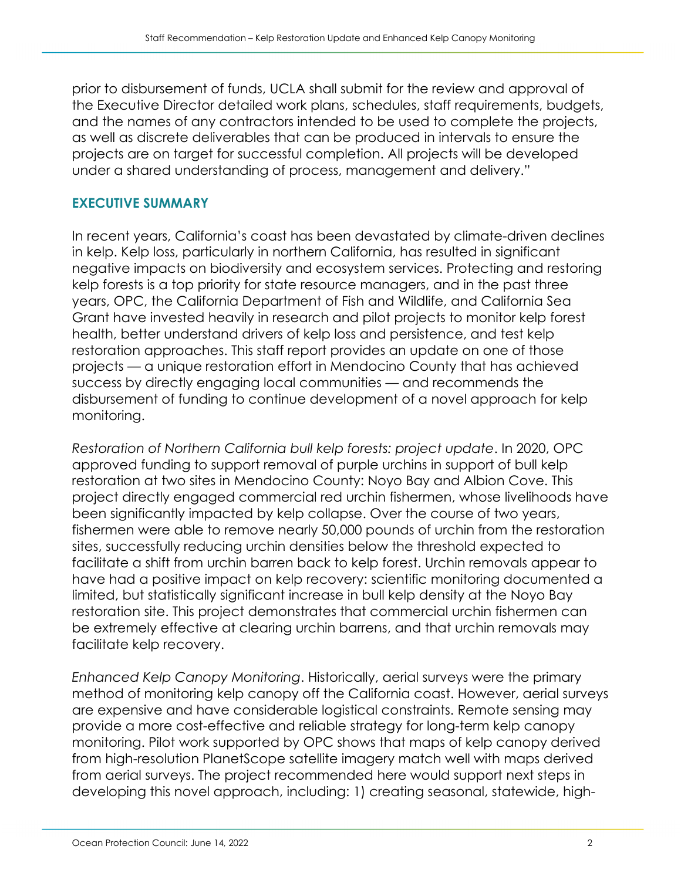prior to disbursement of funds, UCLA shall submit for the review and approval of the Executive Director detailed work plans, schedules, staff requirements, budgets, and the names of any contractors intended to be used to complete the projects, as well as discrete deliverables that can be produced in intervals to ensure the projects are on target for successful completion. All projects will be developed under a shared understanding of process, management and delivery."

## EXECUTIVE SUMMARY

In recent years, California's coast has been devastated by climate-driven declines in kelp. Kelp loss, particularly in northern California, has resulted in significant negative impacts on biodiversity and ecosystem services. Protecting and restoring kelp forests is a top priority for state resource managers, and in the past three years, OPC, the California Department of Fish and Wildlife, and California Sea Grant have invested heavily in research and pilot projects to monitor kelp forest health, better understand drivers of kelp loss and persistence, and test kelp restoration approaches. This staff report provides an update on one of those projects — a unique restoration effort in Mendocino County that has achieved success by directly engaging local communities — and recommends the disbursement of funding to continue development of a novel approach for kelp monitoring.

*Restoration of Northern California bull kelp forests: project update*. In 2020, OPC approved funding to support removal of purple urchins in support of bull kelp restoration at two sites in Mendocino County: Noyo Bay and Albion Cove. This project directly engaged commercial red urchin fishermen, whose livelihoods have been significantly impacted by kelp collapse. Over the course of two years, fishermen were able to remove nearly 50,000 pounds of urchin from the restoration sites, successfully reducing urchin densities below the threshold expected to facilitate a shift from urchin barren back to kelp forest. Urchin removals appear to have had a positive impact on kelp recovery: scientific monitoring documented a limited, but statistically significant increase in bull kelp density at the Noyo Bay restoration site. This project demonstrates that commercial urchin fishermen can be extremely effective at clearing urchin barrens, and that urchin removals may facilitate kelp recovery.

*Enhanced Kelp Canopy Monitoring*. Historically, aerial surveys were the primary method of monitoring kelp canopy off the California coast. However, aerial surveys are expensive and have considerable logistical constraints. Remote sensing may provide a more cost-effective and reliable strategy for long-term kelp canopy monitoring. Pilot work supported by OPC shows that maps of kelp canopy derived from high-resolution PlanetScope satellite imagery match well with maps derived from aerial surveys. The project recommended here would support next steps in developing this novel approach, including: 1) creating seasonal, statewide, high-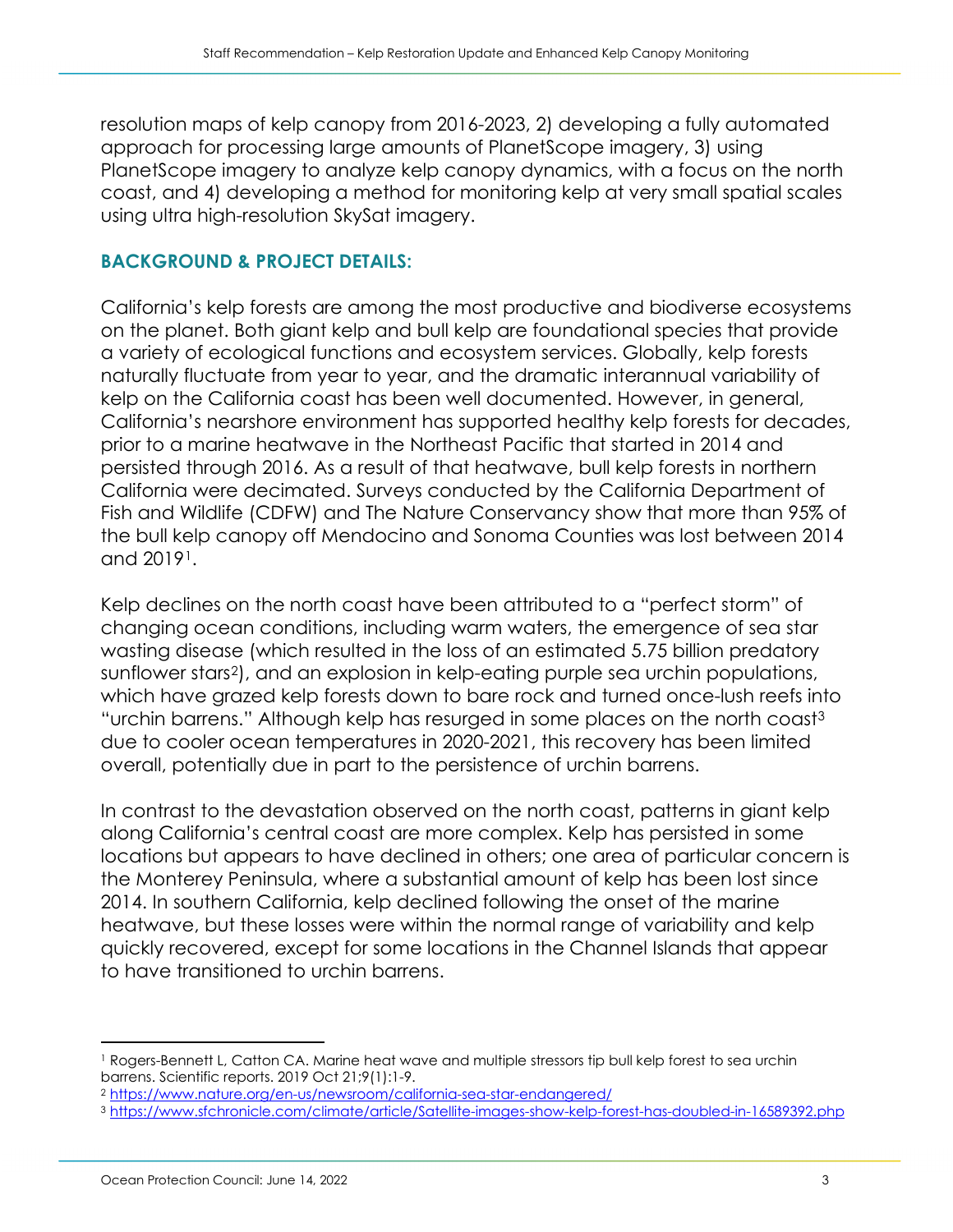resolution maps of kelp canopy from 2016-2023, 2) developing a fully automated approach for processing large amounts of PlanetScope imagery, 3) using PlanetScope imagery to analyze kelp canopy dynamics, with a focus on the north coast, and 4) developing a method for monitoring kelp at very small spatial scales using ultra high-resolution SkySat imagery.

## BACKGROUND & PROJECT DETAILS:

California's kelp forests are among the most productive and biodiverse ecosystems on the planet. Both giant kelp and bull kelp are foundational species that provide a variety of ecological functions and ecosystem services. Globally, kelp forests naturally fluctuate from year to year, and the dramatic interannual variability of kelp on the California coast has been well documented. However, in general, California's nearshore environment has supported healthy kelp forests for decades, prior to a marine heatwave in the Northeast Pacific that started in 2014 and persisted through 2016. As a result of that heatwave, bull kelp forests in northern California were decimated. Surveys conducted by the California Department of Fish and Wildlife (CDFW) and The Nature Conservancy show that more than 95% of the bull kelp canopy off Mendocino and Sonoma Counties was lost between 2014 and 2019[1].

Kelp declines on the north coast have been attributed to a "perfect storm" of changing ocean conditions, including warm waters, the emergence of sea star wasting disease (which resulted in the loss of an estimated 5.75 billion predatory sunflower stars[2]), and an explosion in kelp-eating purple sea urchin populations, which have grazed kelp forests down to bare rock and turned once-lush reefs into "urchin barrens." Although kelp has resurged in some places on the north coast[3] due to cooler ocean temperatures in 2020-2021, this recovery has been limited overall, potentially due in part to the persistence of urchin barrens.

In contrast to the devastation observed on the north coast, patterns in giant kelp along California's central coast are more complex. Kelp has persisted in some locations but appears to have declined in others; one area of particular concern is the Monterey Peninsula, where a substantial amount of kelp has been lost since 2014. In southern California, kelp declined following the onset of the marine heatwave, but these losses were within the normal range of variability and kelp quickly recovered, except for some locations in the Channel Islands that appear to have transitioned to urchin barrens.

---

[1] Rogers-Bennett L, Catton CA. Marine heat wave and multiple stressors tip bull kelp forest to sea urchin barrens. Scientific reports. 2019 Oct 21;9(1):1-9.

[2] https://www.nature.org/en-us/newsroom/california-sea-star-endangered/

[3] https://www.sfchronicle.com/climate/article/Satellite-images-show-kelp-forest-has-doubled-in-16589392.php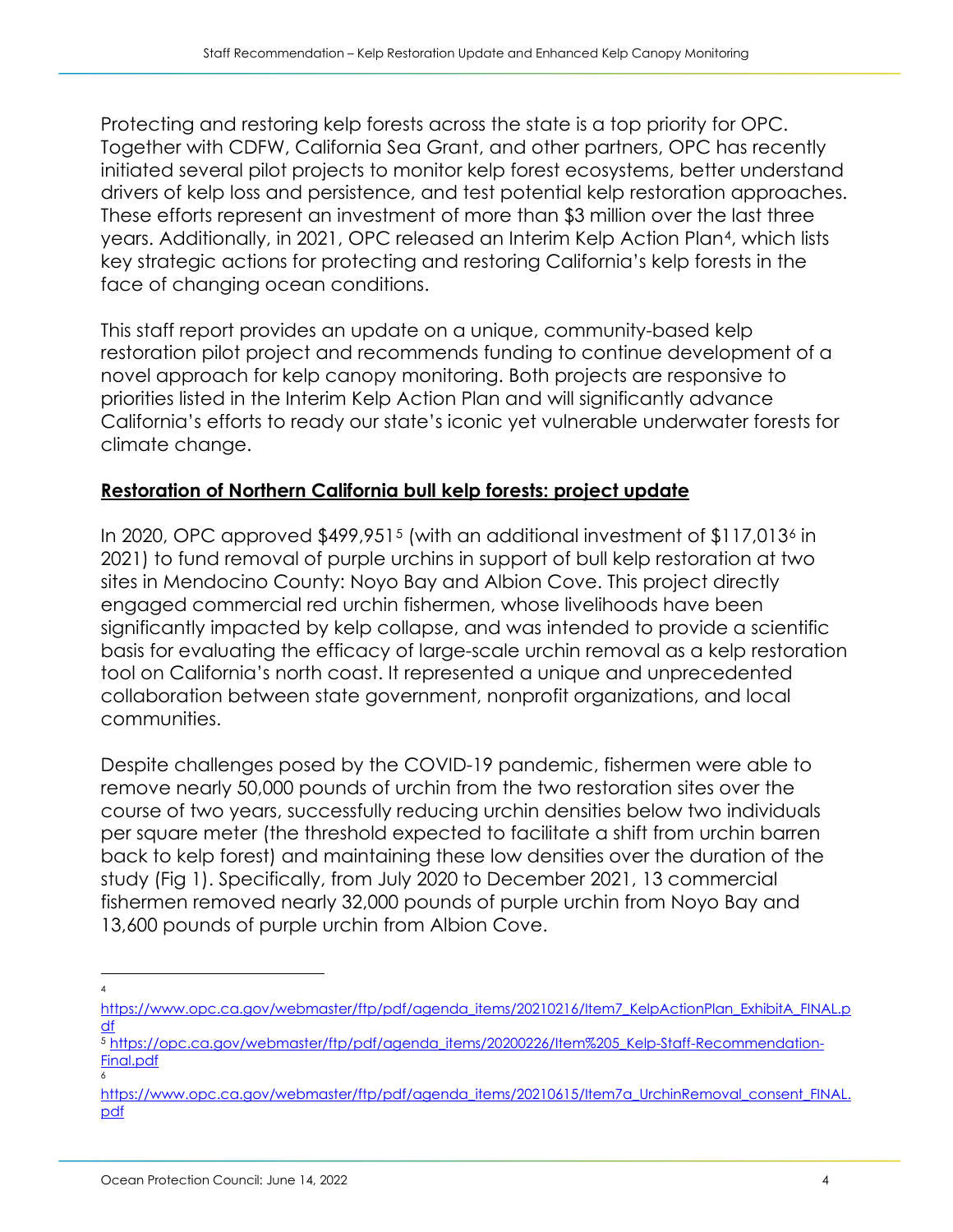Protecting and restoring kelp forests across the state is a top priority for OPC. Together with CDFW, California Sea Grant, and other partners, OPC has recently initiated several pilot projects to monitor kelp forest ecosystems, better understand drivers of kelp loss and persistence, and test potential kelp restoration approaches. These efforts represent an investment of more than $3 million over the last three years. Additionally, in 2021, OPC released an Interim Kelp Action Plan[4], which lists key strategic actions for protecting and restoring California's kelp forests in the face of changing ocean conditions.

This staff report provides an update on a unique, community-based kelp restoration pilot project and recommends funding to continue development of a novel approach for kelp canopy monitoring. Both projects are responsive to priorities listed in the Interim Kelp Action Plan and will significantly advance California's efforts to ready our state's iconic yet vulnerable underwater forests for climate change.

**Restoration of Northern California bull kelp forests: project update**

In 2020, OPC approved $499,951[5] (with an additional investment of $117,013[6] in 2021) to fund removal of purple urchins in support of bull kelp restoration at two sites in Mendocino County: Noyo Bay and Albion Cove. This project directly engaged commercial red urchin fishermen, whose livelihoods have been significantly impacted by kelp collapse, and was intended to provide a scientific basis for evaluating the efficacy of large-scale urchin removal as a kelp restoration tool on California's north coast. It represented a unique and unprecedented collaboration between state government, nonprofit organizations, and local communities.

Despite challenges posed by the COVID-19 pandemic, fishermen were able to remove nearly 50,000 pounds of urchin from the two restoration sites over the course of two years, successfully reducing urchin densities below two individuals per square meter (the threshold expected to facilitate a shift from urchin barren back to kelp forest) and maintaining these low densities over the duration of the study (Fig 1). Specifically, from July 2020 to December 2021, 13 commercial fishermen removed nearly 32,000 pounds of purple urchin from Noyo Bay and 13,600 pounds of purple urchin from Albion Cove.

---

[4] https://www.opc.ca.gov/webmaster/ftp/pdf/agenda_items/20210216/Item7_KelpActionPlan_ExhibitA_FINAL.pdf

[5] https://opc.ca.gov/webmaster/ftp/pdf/agenda_items/20200226/Item%205_Kelp-Staff-Recommendation-Final.pdf

[6] https://www.opc.ca.gov/webmaster/ftp/pdf/agenda_items/20210615/Item7a_UrchinRemoval_consent_FINAL.pdf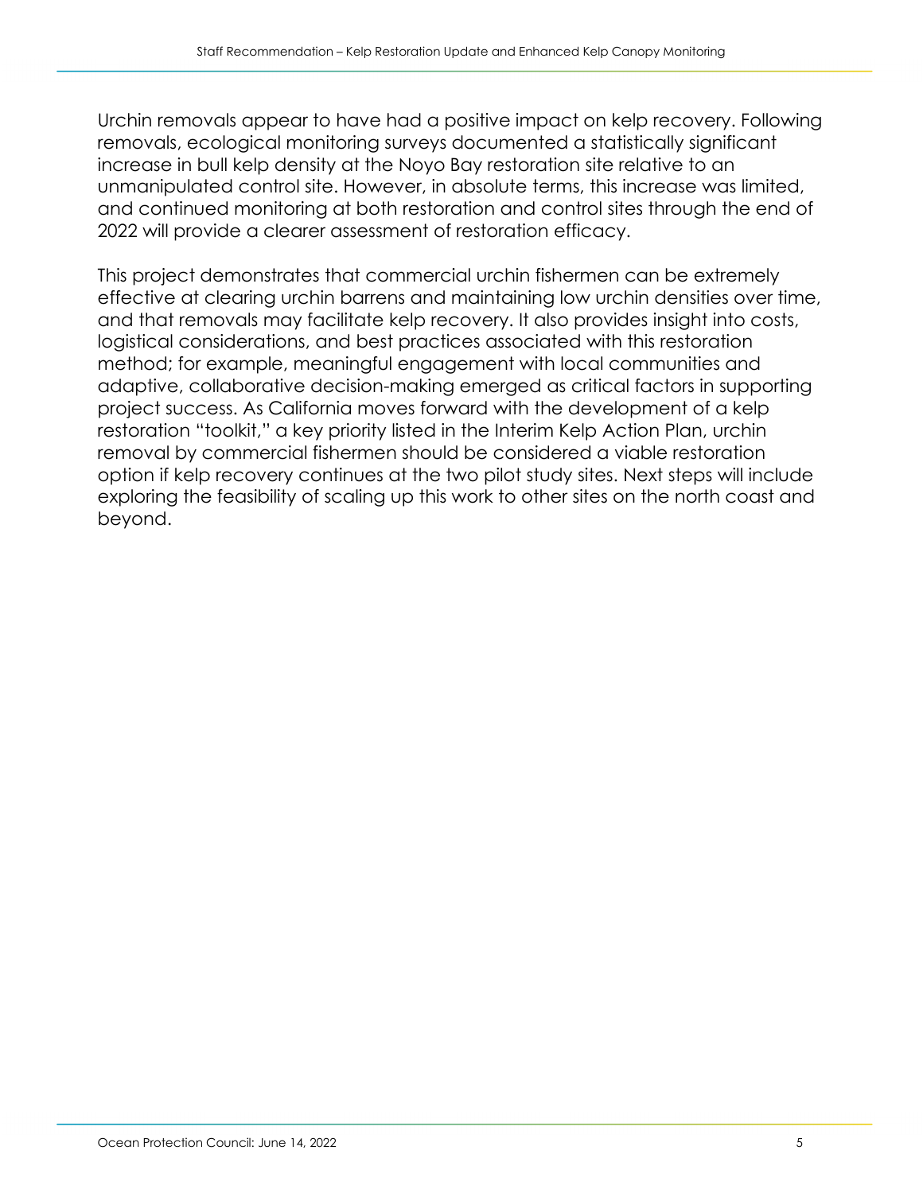Urchin removals appear to have had a positive impact on kelp recovery. Following removals, ecological monitoring surveys documented a statistically significant increase in bull kelp density at the Noyo Bay restoration site relative to an unmanipulated control site. However, in absolute terms, this increase was limited, and continued monitoring at both restoration and control sites through the end of 2022 will provide a clearer assessment of restoration efficacy.

This project demonstrates that commercial urchin fishermen can be extremely effective at clearing urchin barrens and maintaining low urchin densities over time, and that removals may facilitate kelp recovery. It also provides insight into costs, logistical considerations, and best practices associated with this restoration method; for example, meaningful engagement with local communities and adaptive, collaborative decision-making emerged as critical factors in supporting project success. As California moves forward with the development of a kelp restoration "toolkit," a key priority listed in the Interim Kelp Action Plan, urchin removal by commercial fishermen should be considered a viable restoration option if kelp recovery continues at the two pilot study sites. Next steps will include exploring the feasibility of scaling up this work to other sites on the north coast and beyond.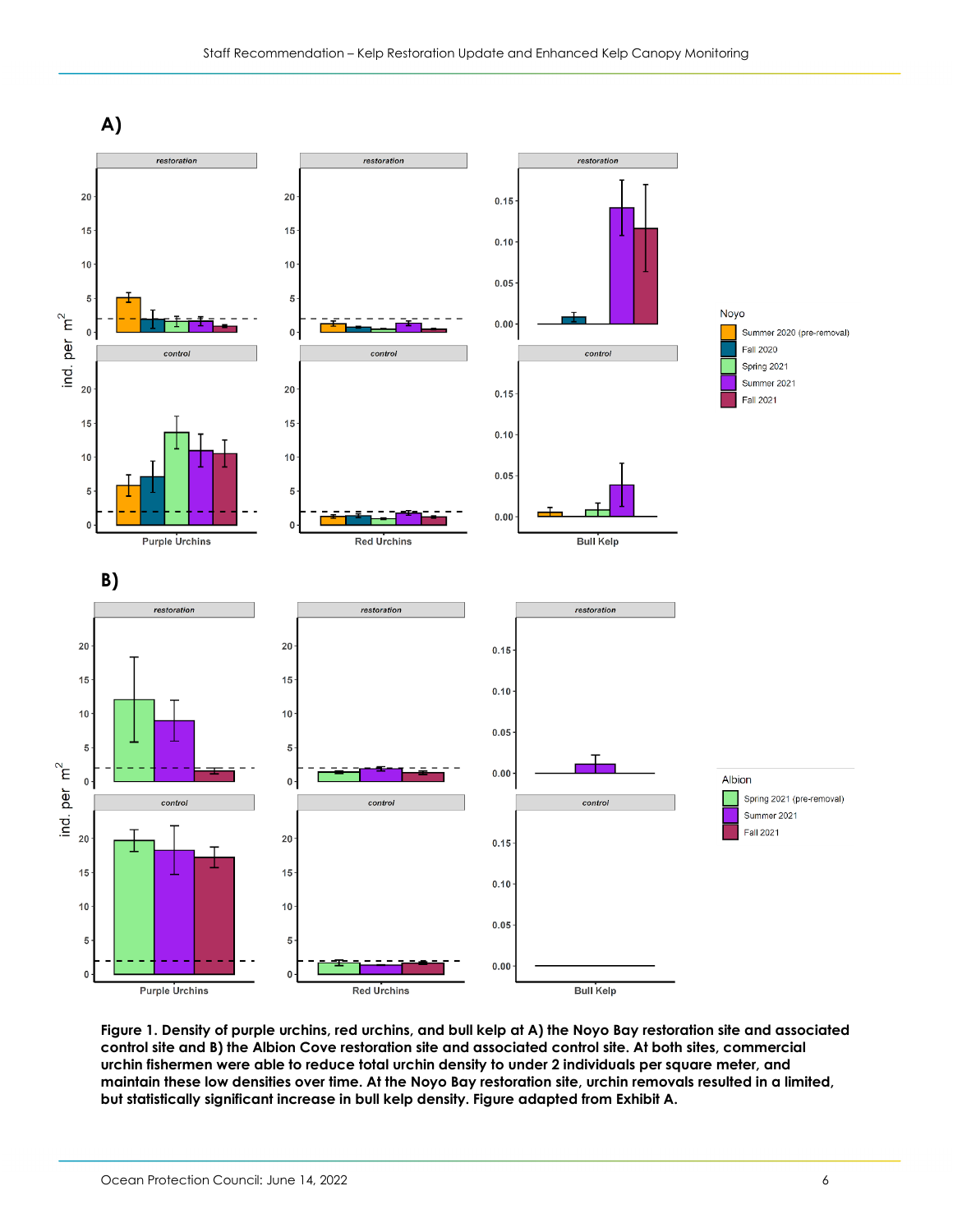**Figure 1. Density of purple urchins, red urchins, and bull kelp at A) the Noyo Bay restoration site and associated control site and B) the Albion Cove restoration site and associated control site. At both sites, commercial urchin fishermen were able to reduce total urchin density to under 2 individuals per square meter, and maintain these low densities over time. At the Noyo Bay restoration site, urchin removals resulted in a limited, but statistically significant increase in bull kelp density. Figure adapted from Exhibit A.**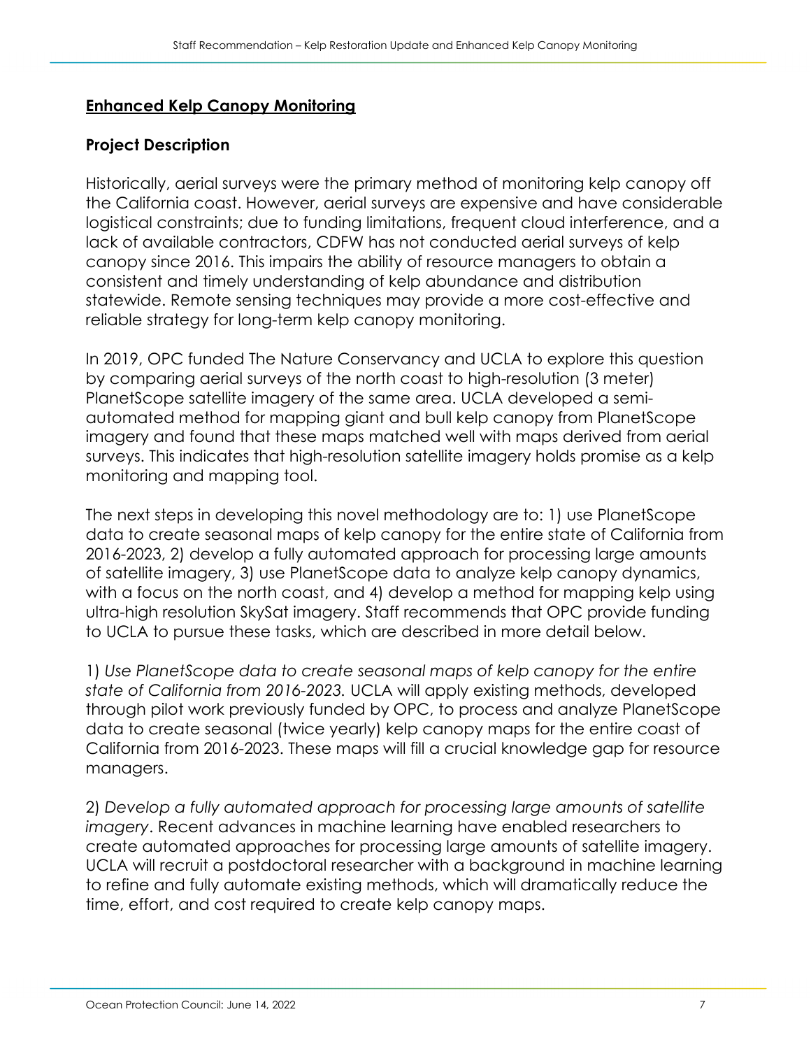## **Enhanced Kelp Canopy Monitoring**

### Project Description

Historically, aerial surveys were the primary method of monitoring kelp canopy off the California coast. However, aerial surveys are expensive and have considerable logistical constraints; due to funding limitations, frequent cloud interference, and a lack of available contractors, CDFW has not conducted aerial surveys of kelp canopy since 2016. This impairs the ability of resource managers to obtain a consistent and timely understanding of kelp abundance and distribution statewide. Remote sensing techniques may provide a more cost-effective and reliable strategy for long-term kelp canopy monitoring.

In 2019, OPC funded The Nature Conservancy and UCLA to explore this question by comparing aerial surveys of the north coast to high-resolution (3 meter) PlanetScope satellite imagery of the same area. UCLA developed a semi-automated method for mapping giant and bull kelp canopy from PlanetScope imagery and found that these maps matched well with maps derived from aerial surveys. This indicates that high-resolution satellite imagery holds promise as a kelp monitoring and mapping tool.

The next steps in developing this novel methodology are to: 1) use PlanetScope data to create seasonal maps of kelp canopy for the entire state of California from 2016-2023, 2) develop a fully automated approach for processing large amounts of satellite imagery, 3) use PlanetScope data to analyze kelp canopy dynamics, with a focus on the north coast, and 4) develop a method for mapping kelp using ultra-high resolution SkySat imagery. Staff recommends that OPC provide funding to UCLA to pursue these tasks, which are described in more detail below.

1) *Use PlanetScope data to create seasonal maps of kelp canopy for the entire state of California from 2016-2023.* UCLA will apply existing methods, developed through pilot work previously funded by OPC, to process and analyze PlanetScope data to create seasonal (twice yearly) kelp canopy maps for the entire coast of California from 2016-2023. These maps will fill a crucial knowledge gap for resource managers.

2) *Develop a fully automated approach for processing large amounts of satellite imagery*. Recent advances in machine learning have enabled researchers to create automated approaches for processing large amounts of satellite imagery. UCLA will recruit a postdoctoral researcher with a background in machine learning to refine and fully automate existing methods, which will dramatically reduce the time, effort, and cost required to create kelp canopy maps.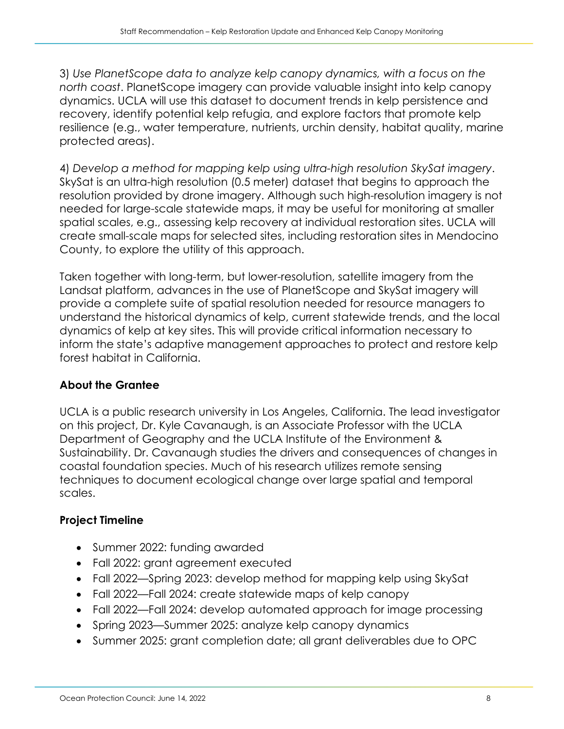3) *Use PlanetScope data to analyze kelp canopy dynamics, with a focus on the north coast*. PlanetScope imagery can provide valuable insight into kelp canopy dynamics. UCLA will use this dataset to document trends in kelp persistence and recovery, identify potential kelp refugia, and explore factors that promote kelp resilience (e.g., water temperature, nutrients, urchin density, habitat quality, marine protected areas).

4) *Develop a method for mapping kelp using ultra-high resolution SkySat imagery*. SkySat is an ultra-high resolution (0.5 meter) dataset that begins to approach the resolution provided by drone imagery. Although such high-resolution imagery is not needed for large-scale statewide maps, it may be useful for monitoring at smaller spatial scales, e.g., assessing kelp recovery at individual restoration sites. UCLA will create small-scale maps for selected sites, including restoration sites in Mendocino County, to explore the utility of this approach.

Taken together with long-term, but lower-resolution, satellite imagery from the Landsat platform, advances in the use of PlanetScope and SkySat imagery will provide a complete suite of spatial resolution needed for resource managers to understand the historical dynamics of kelp, current statewide trends, and the local dynamics of kelp at key sites. This will provide critical information necessary to inform the state's adaptive management approaches to protect and restore kelp forest habitat in California.

**About the Grantee**

UCLA is a public research university in Los Angeles, California. The lead investigator on this project, Dr. Kyle Cavanaugh, is an Associate Professor with the UCLA Department of Geography and the UCLA Institute of the Environment & Sustainability. Dr. Cavanaugh studies the drivers and consequences of changes in coastal foundation species. Much of his research utilizes remote sensing techniques to document ecological change over large spatial and temporal scales.

**Project Timeline**

- Summer 2022: funding awarded
- Fall 2022: grant agreement executed
- Fall 2022—Spring 2023: develop method for mapping kelp using SkySat
- Fall 2022—Fall 2024: create statewide maps of kelp canopy
- Fall 2022—Fall 2024: develop automated approach for image processing
- Spring 2023—Summer 2025: analyze kelp canopy dynamics
- Summer 2025: grant completion date; all grant deliverables due to OPC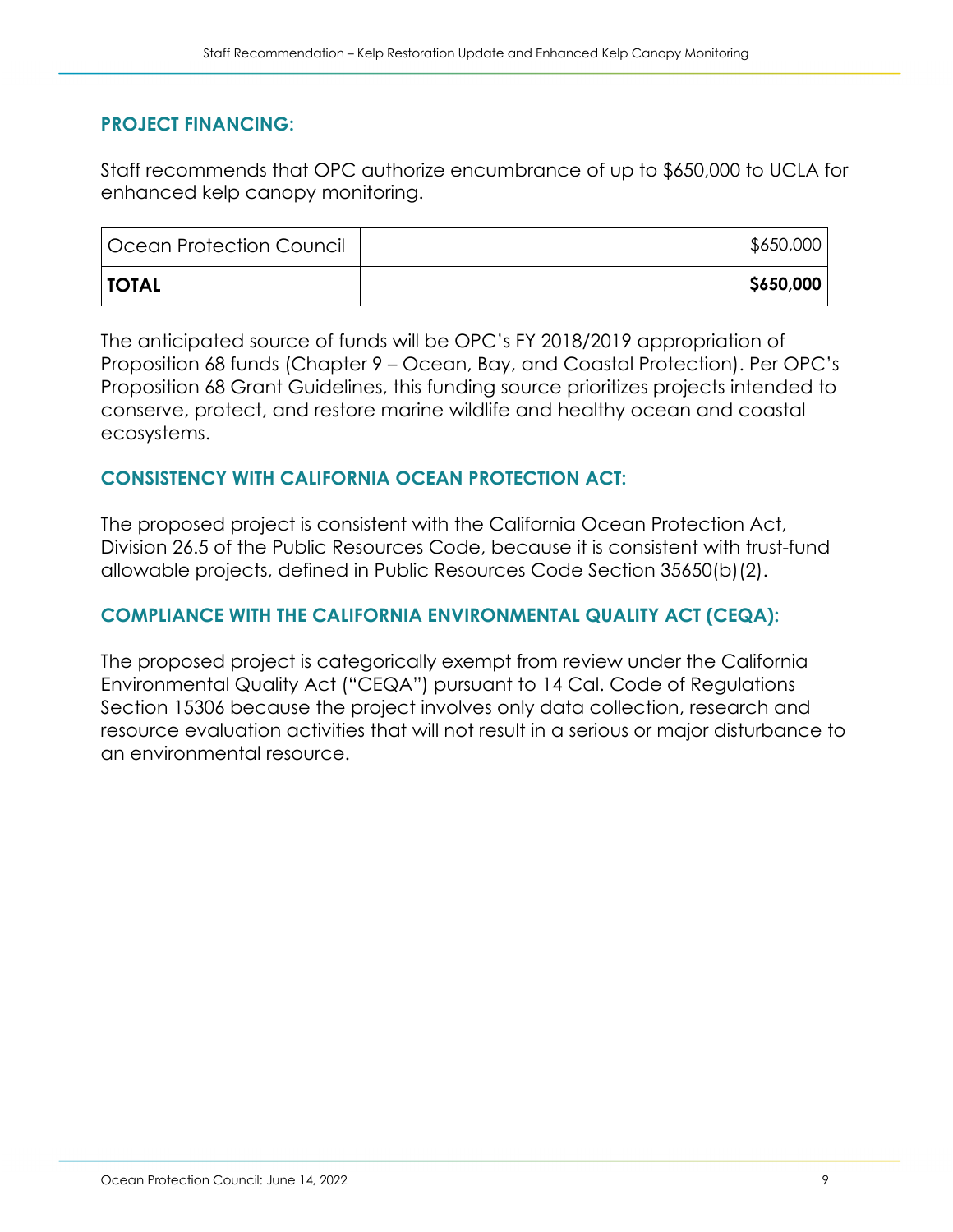## PROJECT FINANCING:

Staff recommends that OPC authorize encumbrance of up to $650,000 to UCLA for enhanced kelp canopy monitoring.

| | |
|---|---|
| Ocean Protection Council | $650,000 |
| **TOTAL** | **$650,000** |

The anticipated source of funds will be OPC's FY 2018/2019 appropriation of Proposition 68 funds (Chapter 9 – Ocean, Bay, and Coastal Protection). Per OPC's Proposition 68 Grant Guidelines, this funding source prioritizes projects intended to conserve, protect, and restore marine wildlife and healthy ocean and coastal ecosystems.

## CONSISTENCY WITH CALIFORNIA OCEAN PROTECTION ACT:

The proposed project is consistent with the California Ocean Protection Act, Division 26.5 of the Public Resources Code, because it is consistent with trust-fund allowable projects, defined in Public Resources Code Section 35650(b)(2).

## COMPLIANCE WITH THE CALIFORNIA ENVIRONMENTAL QUALITY ACT (CEQA):

The proposed project is categorically exempt from review under the California Environmental Quality Act ("CEQA") pursuant to 14 Cal. Code of Regulations Section 15306 because the project involves only data collection, research and resource evaluation activities that will not result in a serious or major disturbance to an environmental resource.